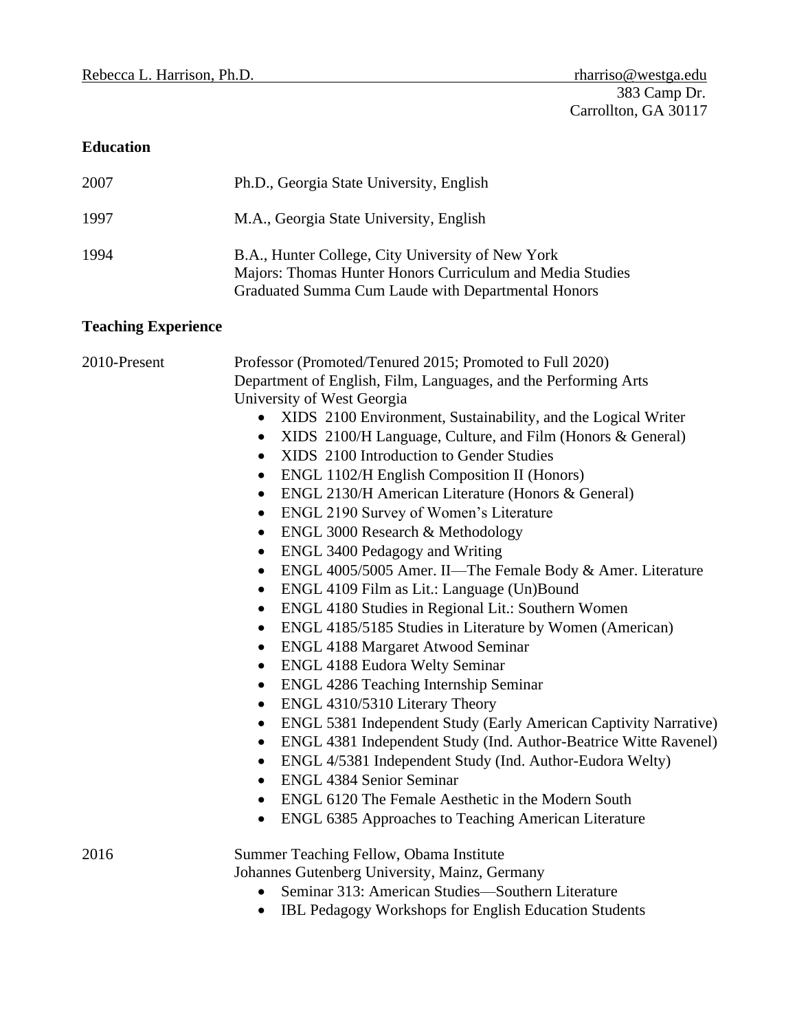Rebecca L. Harrison, Ph.D. rharriso@westga.edu
383 Camp Dr.
Carrollton, GA 30117

## Education

2007 Ph.D., Georgia State University, English

1997 M.A., Georgia State University, English

1994 B.A., Hunter College, City University of New York
Majors: Thomas Hunter Honors Curriculum and Media Studies
Graduated Summa Cum Laude with Departmental Honors

## Teaching Experience

2010-Present Professor (Promoted/Tenured 2015; Promoted to Full 2020)
Department of English, Film, Languages, and the Performing Arts
University of West Georgia

- XIDS 2100 Environment, Sustainability, and the Logical Writer
- XIDS 2100/H Language, Culture, and Film (Honors & General)
- XIDS 2100 Introduction to Gender Studies
- ENGL 1102/H English Composition II (Honors)
- ENGL 2130/H American Literature (Honors & General)
- ENGL 2190 Survey of Women's Literature
- ENGL 3000 Research & Methodology
- ENGL 3400 Pedagogy and Writing
- ENGL 4005/5005 Amer. II—The Female Body & Amer. Literature
- ENGL 4109 Film as Lit.: Language (Un)Bound
- ENGL 4180 Studies in Regional Lit.: Southern Women
- ENGL 4185/5185 Studies in Literature by Women (American)
- ENGL 4188 Margaret Atwood Seminar
- ENGL 4188 Eudora Welty Seminar
- ENGL 4286 Teaching Internship Seminar
- ENGL 4310/5310 Literary Theory
- ENGL 5381 Independent Study (Early American Captivity Narrative)
- ENGL 4381 Independent Study (Ind. Author-Beatrice Witte Ravenel)
- ENGL 4/5381 Independent Study (Ind. Author-Eudora Welty)
- ENGL 4384 Senior Seminar
- ENGL 6120 The Female Aesthetic in the Modern South
- ENGL 6385 Approaches to Teaching American Literature

2016 Summer Teaching Fellow, Obama Institute
Johannes Gutenberg University, Mainz, Germany

- Seminar 313: American Studies—Southern Literature
- IBL Pedagogy Workshops for English Education Students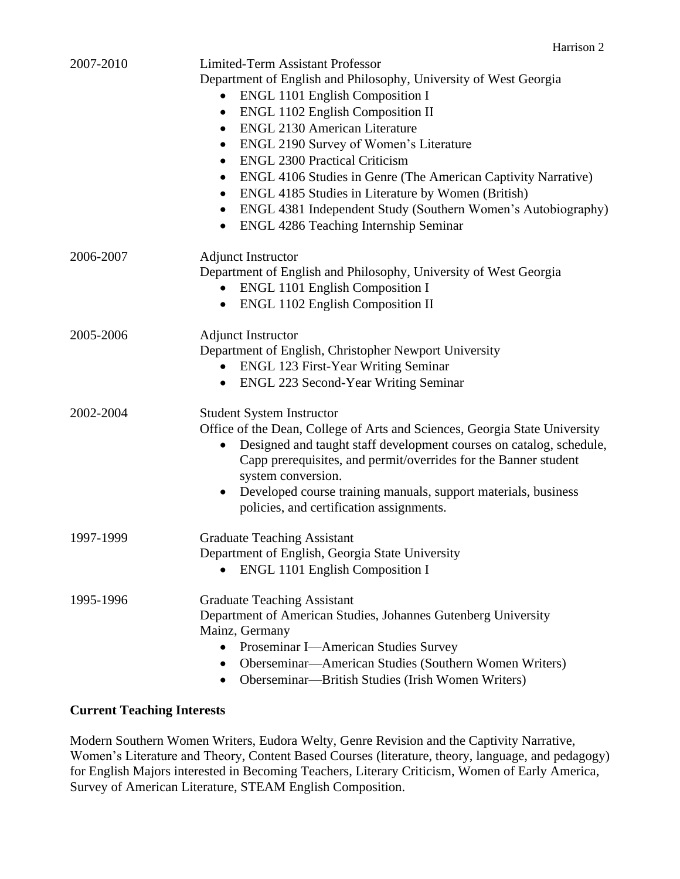2007-2010 Limited-Term Assistant Professor
Department of English and Philosophy, University of West Georgia

- ENGL 1101 English Composition I
- ENGL 1102 English Composition II
- ENGL 2130 American Literature
- ENGL 2190 Survey of Women's Literature
- ENGL 2300 Practical Criticism
- ENGL 4106 Studies in Genre (The American Captivity Narrative)
- ENGL 4185 Studies in Literature by Women (British)
- ENGL 4381 Independent Study (Southern Women's Autobiography)
- ENGL 4286 Teaching Internship Seminar

2006-2007 Adjunct Instructor
Department of English and Philosophy, University of West Georgia

- ENGL 1101 English Composition I
- ENGL 1102 English Composition II

2005-2006 Adjunct Instructor
Department of English, Christopher Newport University

- ENGL 123 First-Year Writing Seminar
- ENGL 223 Second-Year Writing Seminar

2002-2004 Student System Instructor
Office of the Dean, College of Arts and Sciences, Georgia State University

- Designed and taught staff development courses on catalog, schedule, Capp prerequisites, and permit/overrides for the Banner student system conversion.
- Developed course training manuals, support materials, business policies, and certification assignments.

1997-1999 Graduate Teaching Assistant
Department of English, Georgia State University

- ENGL 1101 English Composition I

1995-1996 Graduate Teaching Assistant
Department of American Studies, Johannes Gutenberg University
Mainz, Germany

- Proseminar I—American Studies Survey
- Oberseminar—American Studies (Southern Women Writers)
- Oberseminar—British Studies (Irish Women Writers)

**Current Teaching Interests**

Modern Southern Women Writers, Eudora Welty, Genre Revision and the Captivity Narrative, Women's Literature and Theory, Content Based Courses (literature, theory, language, and pedagogy) for English Majors interested in Becoming Teachers, Literary Criticism, Women of Early America, Survey of American Literature, STEAM English Composition.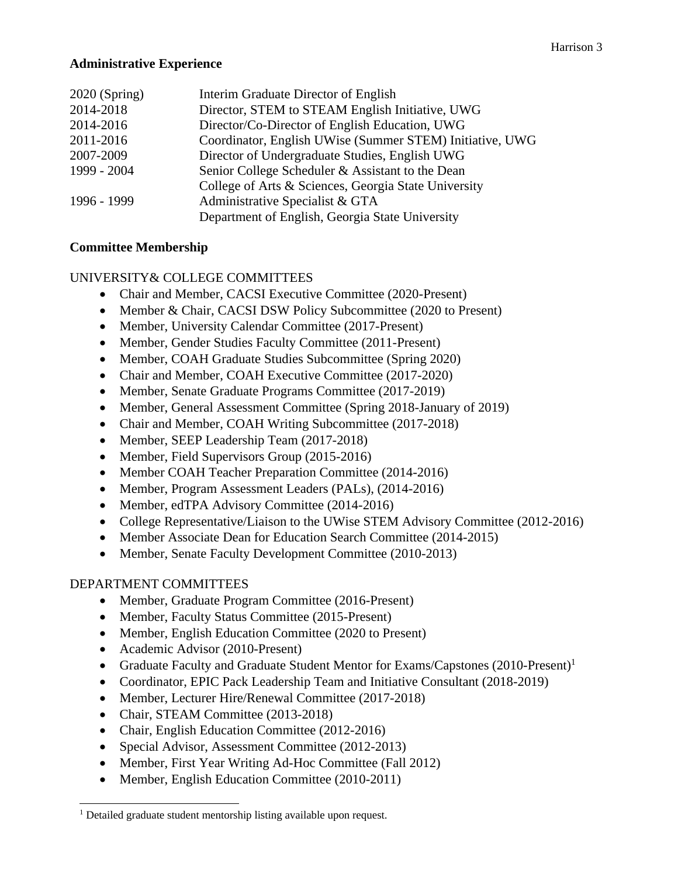**Administrative Experience**

| | |
|---|---|
| 2020 (Spring) | Interim Graduate Director of English |
| 2014-2018 | Director, STEM to STEAM English Initiative, UWG |
| 2014-2016 | Director/Co-Director of English Education, UWG |
| 2011-2016 | Coordinator, English UWise (Summer STEM) Initiative, UWG |
| 2007-2009 | Director of Undergraduate Studies, English UWG |
| 1999 - 2004 | Senior College Scheduler & Assistant to the Dean<br>College of Arts & Sciences, Georgia State University |
| 1996 - 1999 | Administrative Specialist & GTA<br>Department of English, Georgia State University |

**Committee Membership**

UNIVERSITY& COLLEGE COMMITTEES

- Chair and Member, CACSI Executive Committee (2020-Present)
- Member & Chair, CACSI DSW Policy Subcommittee (2020 to Present)
- Member, University Calendar Committee (2017-Present)
- Member, Gender Studies Faculty Committee (2011-Present)
- Member, COAH Graduate Studies Subcommittee (Spring 2020)
- Chair and Member, COAH Executive Committee (2017-2020)
- Member, Senate Graduate Programs Committee (2017-2019)
- Member, General Assessment Committee (Spring 2018-January of 2019)
- Chair and Member, COAH Writing Subcommittee (2017-2018)
- Member, SEEP Leadership Team (2017-2018)
- Member, Field Supervisors Group (2015-2016)
- Member COAH Teacher Preparation Committee (2014-2016)
- Member, Program Assessment Leaders (PALs), (2014-2016)
- Member, edTPA Advisory Committee (2014-2016)
- College Representative/Liaison to the UWise STEM Advisory Committee (2012-2016)
- Member Associate Dean for Education Search Committee (2014-2015)
- Member, Senate Faculty Development Committee (2010-2013)

DEPARTMENT COMMITTEES

- Member, Graduate Program Committee (2016-Present)
- Member, Faculty Status Committee (2015-Present)
- Member, English Education Committee (2020 to Present)
- Academic Advisor (2010-Present)
- Graduate Faculty and Graduate Student Mentor for Exams/Capstones (2010-Present)[1]
- Coordinator, EPIC Pack Leadership Team and Initiative Consultant (2018-2019)
- Member, Lecturer Hire/Renewal Committee (2017-2018)
- Chair, STEAM Committee (2013-2018)
- Chair, English Education Committee (2012-2016)
- Special Advisor, Assessment Committee (2012-2013)
- Member, First Year Writing Ad-Hoc Committee (Fall 2012)
- Member, English Education Committee (2010-2011)

[1] Detailed graduate student mentorship listing available upon request.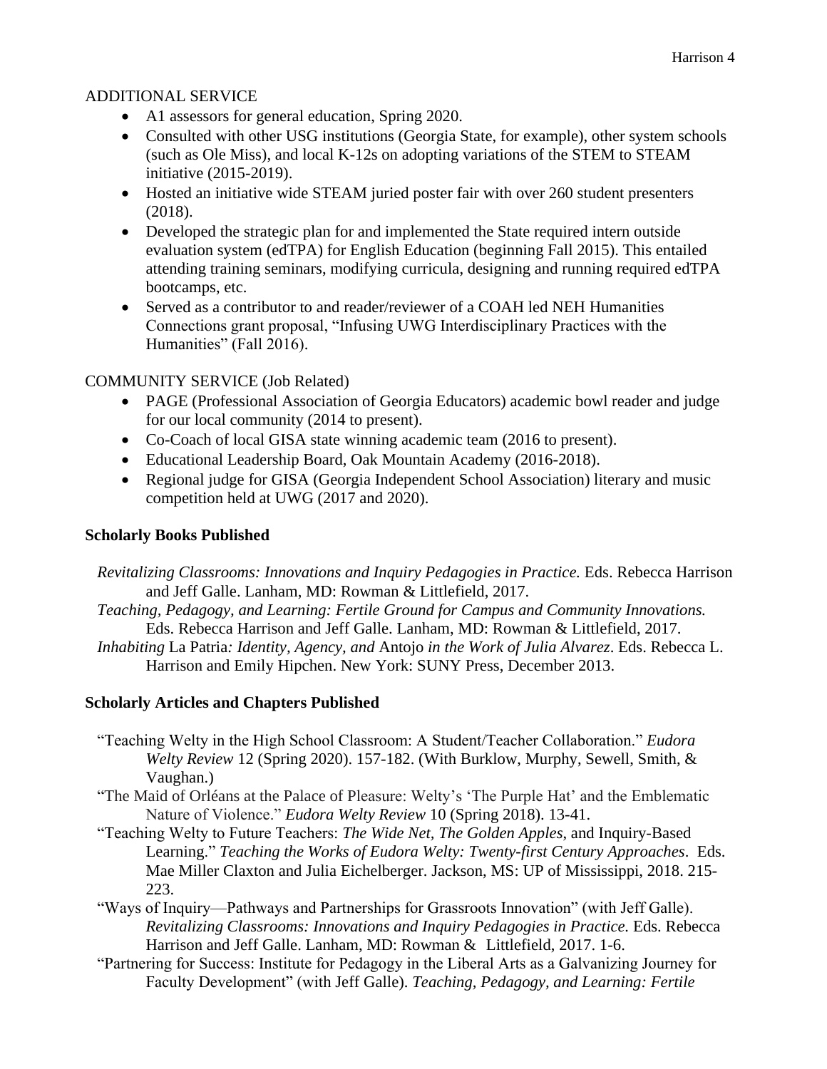ADDITIONAL SERVICE

- A1 assessors for general education, Spring 2020.
- Consulted with other USG institutions (Georgia State, for example), other system schools (such as Ole Miss), and local K-12s on adopting variations of the STEM to STEAM initiative (2015-2019).
- Hosted an initiative wide STEAM juried poster fair with over 260 student presenters (2018).
- Developed the strategic plan for and implemented the State required intern outside evaluation system (edTPA) for English Education (beginning Fall 2015). This entailed attending training seminars, modifying curricula, designing and running required edTPA bootcamps, etc.
- Served as a contributor to and reader/reviewer of a COAH led NEH Humanities Connections grant proposal, "Infusing UWG Interdisciplinary Practices with the Humanities" (Fall 2016).

COMMUNITY SERVICE (Job Related)

- PAGE (Professional Association of Georgia Educators) academic bowl reader and judge for our local community (2014 to present).
- Co-Coach of local GISA state winning academic team (2016 to present).
- Educational Leadership Board, Oak Mountain Academy (2016-2018).
- Regional judge for GISA (Georgia Independent School Association) literary and music competition held at UWG (2017 and 2020).

**Scholarly Books Published**

*Revitalizing Classrooms: Innovations and Inquiry Pedagogies in Practice.* Eds. Rebecca Harrison and Jeff Galle. Lanham, MD: Rowman & Littlefield, 2017.

*Teaching, Pedagogy, and Learning: Fertile Ground for Campus and Community Innovations.* Eds. Rebecca Harrison and Jeff Galle. Lanham, MD: Rowman & Littlefield, 2017.

*Inhabiting* La Patria*: Identity, Agency, and* Antojo *in the Work of Julia Alvarez*. Eds. Rebecca L. Harrison and Emily Hipchen. New York: SUNY Press, December 2013.

**Scholarly Articles and Chapters Published**

"Teaching Welty in the High School Classroom: A Student/Teacher Collaboration." *Eudora Welty Review* 12 (Spring 2020). 157-182. (With Burklow, Murphy, Sewell, Smith, & Vaughan.)

"The Maid of Orléans at the Palace of Pleasure: Welty's 'The Purple Hat' and the Emblematic Nature of Violence." *Eudora Welty Review* 10 (Spring 2018). 13-41.

"Teaching Welty to Future Teachers: *The Wide Net, The Golden Apples,* and Inquiry-Based Learning." *Teaching the Works of Eudora Welty: Twenty-first Century Approaches*. Eds. Mae Miller Claxton and Julia Eichelberger. Jackson, MS: UP of Mississippi, 2018. 215-223.

"Ways of Inquiry—Pathways and Partnerships for Grassroots Innovation" (with Jeff Galle). *Revitalizing Classrooms: Innovations and Inquiry Pedagogies in Practice.* Eds. Rebecca Harrison and Jeff Galle. Lanham, MD: Rowman & Littlefield, 2017. 1-6.

"Partnering for Success: Institute for Pedagogy in the Liberal Arts as a Galvanizing Journey for Faculty Development" (with Jeff Galle). *Teaching, Pedagogy, and Learning: Fertile*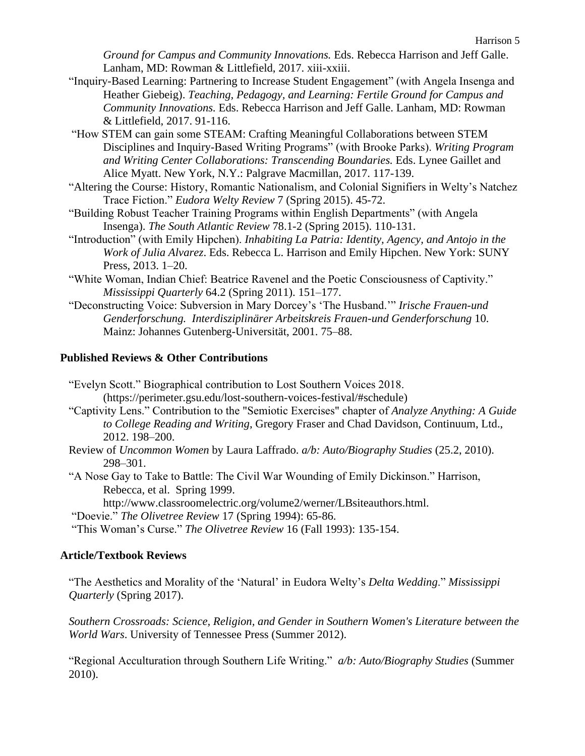*Ground for Campus and Community Innovations.* Eds. Rebecca Harrison and Jeff Galle. Lanham, MD: Rowman & Littlefield, 2017. xiii-xxiii.

"Inquiry-Based Learning: Partnering to Increase Student Engagement" (with Angela Insenga and Heather Giebeig). *Teaching, Pedagogy, and Learning: Fertile Ground for Campus and Community Innovations.* Eds. Rebecca Harrison and Jeff Galle. Lanham, MD: Rowman & Littlefield, 2017. 91-116.

"How STEM can gain some STEAM: Crafting Meaningful Collaborations between STEM Disciplines and Inquiry-Based Writing Programs" (with Brooke Parks). *Writing Program and Writing Center Collaborations: Transcending Boundaries.* Eds. Lynee Gaillet and Alice Myatt. New York, N.Y.: Palgrave Macmillan, 2017. 117-139.

"Altering the Course: History, Romantic Nationalism, and Colonial Signifiers in Welty's Natchez Trace Fiction." *Eudora Welty Review* 7 (Spring 2015). 45-72.

"Building Robust Teacher Training Programs within English Departments" (with Angela Insenga). *The South Atlantic Review* 78.1-2 (Spring 2015). 110-131.

"Introduction" (with Emily Hipchen). *Inhabiting La Patria: Identity, Agency, and Antojo in the Work of Julia Alvarez*. Eds. Rebecca L. Harrison and Emily Hipchen. New York: SUNY Press, 2013. 1–20.

"White Woman, Indian Chief: Beatrice Ravenel and the Poetic Consciousness of Captivity." *Mississippi Quarterly* 64.2 (Spring 2011). 151–177.

"Deconstructing Voice: Subversion in Mary Dorcey's 'The Husband.'" *Irische Frauen-und Genderforschung. Interdisziplinärer Arbeitskreis Frauen-und Genderforschung* 10. Mainz: Johannes Gutenberg-Universität, 2001. 75–88.

## Published Reviews & Other Contributions

"Evelyn Scott." Biographical contribution to Lost Southern Voices 2018. (https://perimeter.gsu.edu/lost-southern-voices-festival/#schedule)

"Captivity Lens." Contribution to the "Semiotic Exercises" chapter of *Analyze Anything: A Guide to College Reading and Writing*, Gregory Fraser and Chad Davidson, Continuum, Ltd., 2012. 198–200.

Review of *Uncommon Women* by Laura Laffrado. *a/b: Auto/Biography Studies* (25.2, 2010). 298–301.

"A Nose Gay to Take to Battle: The Civil War Wounding of Emily Dickinson." Harrison, Rebecca, et al. Spring 1999. http://www.classroomelectric.org/volume2/werner/LBsiteauthors.html.

"Doevie." *The Olivetree Review* 17 (Spring 1994): 65-86.

"This Woman's Curse." *The Olivetree Review* 16 (Fall 1993): 135-154.

## Article/Textbook Reviews

"The Aesthetics and Morality of the 'Natural' in Eudora Welty's *Delta Wedding*." *Mississippi Quarterly* (Spring 2017).

*Southern Crossroads: Science, Religion, and Gender in Southern Women's Literature between the World Wars*. University of Tennessee Press (Summer 2012).

"Regional Acculturation through Southern Life Writing." *a/b: Auto/Biography Studies* (Summer 2010).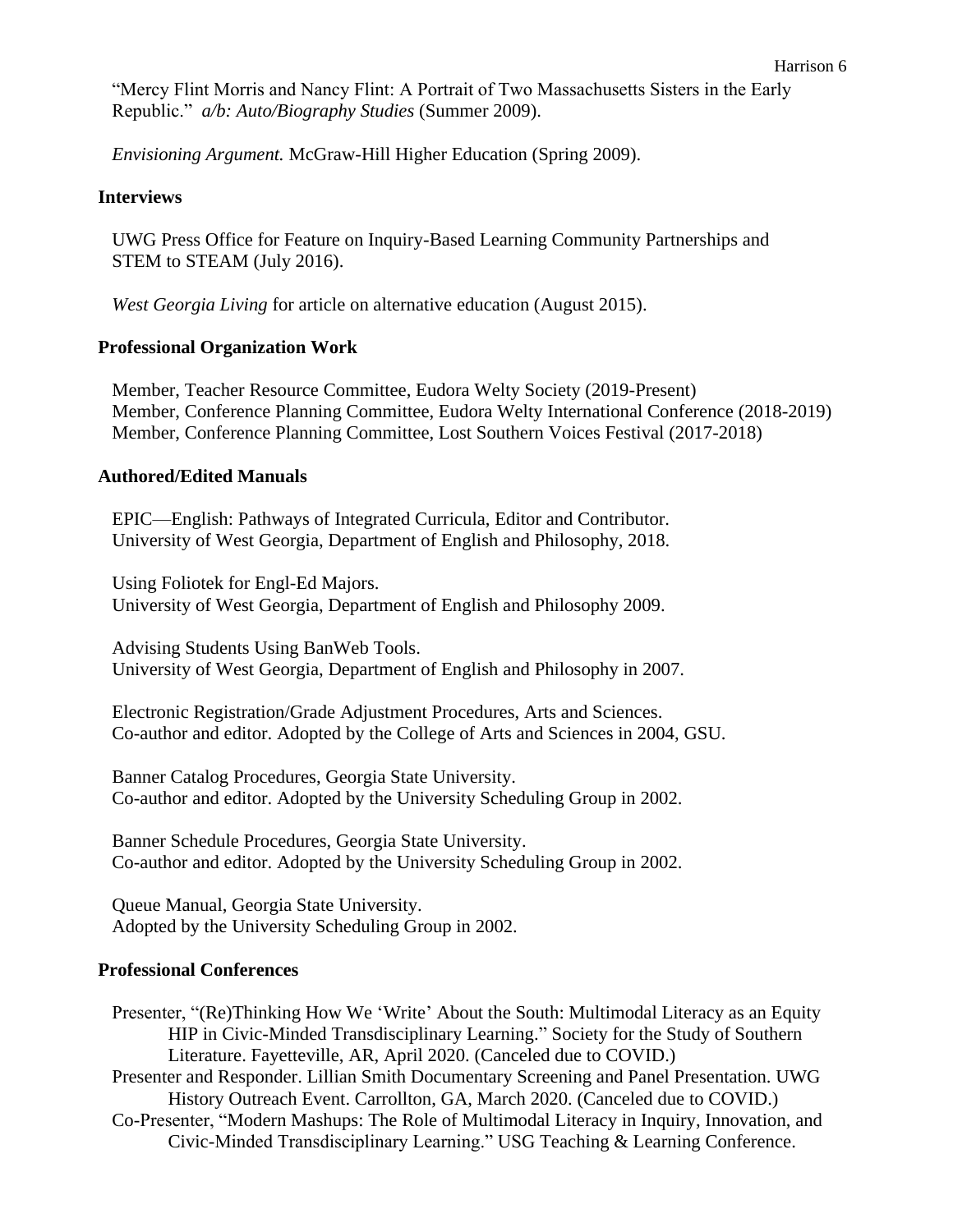"Mercy Flint Morris and Nancy Flint: A Portrait of Two Massachusetts Sisters in the Early Republic." *a/b: Auto/Biography Studies* (Summer 2009).

*Envisioning Argument.* McGraw-Hill Higher Education (Spring 2009).

## Interviews

UWG Press Office for Feature on Inquiry-Based Learning Community Partnerships and STEM to STEAM (July 2016).

*West Georgia Living* for article on alternative education (August 2015).

## Professional Organization Work

Member, Teacher Resource Committee, Eudora Welty Society (2019-Present)
Member, Conference Planning Committee, Eudora Welty International Conference (2018-2019)
Member, Conference Planning Committee, Lost Southern Voices Festival (2017-2018)

## Authored/Edited Manuals

EPIC—English: Pathways of Integrated Curricula, Editor and Contributor.
University of West Georgia, Department of English and Philosophy, 2018.

Using Foliotek for Engl-Ed Majors.
University of West Georgia, Department of English and Philosophy 2009.

Advising Students Using BanWeb Tools.
University of West Georgia, Department of English and Philosophy in 2007.

Electronic Registration/Grade Adjustment Procedures, Arts and Sciences.
Co-author and editor. Adopted by the College of Arts and Sciences in 2004, GSU.

Banner Catalog Procedures, Georgia State University.
Co-author and editor. Adopted by the University Scheduling Group in 2002.

Banner Schedule Procedures, Georgia State University.
Co-author and editor. Adopted by the University Scheduling Group in 2002.

Queue Manual, Georgia State University.
Adopted by the University Scheduling Group in 2002.

## Professional Conferences

Presenter, "(Re)Thinking How We 'Write' About the South: Multimodal Literacy as an Equity HIP in Civic-Minded Transdisciplinary Learning." Society for the Study of Southern Literature. Fayetteville, AR, April 2020. (Canceled due to COVID.)

Presenter and Responder. Lillian Smith Documentary Screening and Panel Presentation. UWG History Outreach Event. Carrollton, GA, March 2020. (Canceled due to COVID.)

Co-Presenter, "Modern Mashups: The Role of Multimodal Literacy in Inquiry, Innovation, and Civic-Minded Transdisciplinary Learning." USG Teaching & Learning Conference.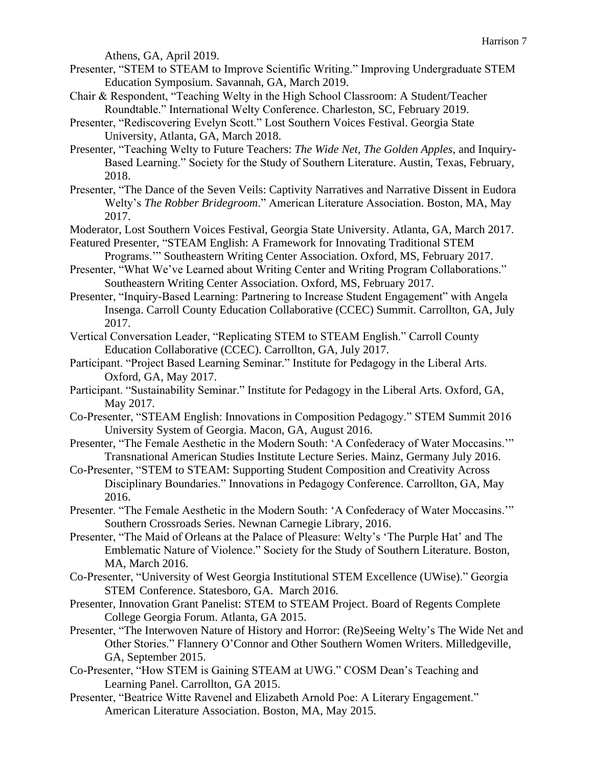Athens, GA, April 2019.

Presenter, "STEM to STEAM to Improve Scientific Writing." Improving Undergraduate STEM Education Symposium. Savannah, GA, March 2019.

Chair & Respondent, "Teaching Welty in the High School Classroom: A Student/Teacher Roundtable." International Welty Conference. Charleston, SC, February 2019.

Presenter, "Rediscovering Evelyn Scott." Lost Southern Voices Festival. Georgia State University, Atlanta, GA, March 2018.

Presenter, "Teaching Welty to Future Teachers: *The Wide Net, The Golden Apples*, and Inquiry-Based Learning." Society for the Study of Southern Literature. Austin, Texas, February, 2018.

Presenter, "The Dance of the Seven Veils: Captivity Narratives and Narrative Dissent in Eudora Welty's *The Robber Bridegroom*." American Literature Association. Boston, MA, May 2017.

Moderator, Lost Southern Voices Festival, Georgia State University. Atlanta, GA, March 2017.

Featured Presenter, "STEAM English: A Framework for Innovating Traditional STEM Programs.'" Southeastern Writing Center Association. Oxford, MS, February 2017.

Presenter, "What We've Learned about Writing Center and Writing Program Collaborations." Southeastern Writing Center Association. Oxford, MS, February 2017.

Presenter, "Inquiry-Based Learning: Partnering to Increase Student Engagement" with Angela Insenga. Carroll County Education Collaborative (CCEC) Summit. Carrollton, GA, July 2017.

Vertical Conversation Leader, "Replicating STEM to STEAM English." Carroll County Education Collaborative (CCEC). Carrollton, GA, July 2017.

Participant. "Project Based Learning Seminar." Institute for Pedagogy in the Liberal Arts. Oxford, GA, May 2017.

Participant. "Sustainability Seminar." Institute for Pedagogy in the Liberal Arts. Oxford, GA, May 2017.

Co-Presenter, "STEAM English: Innovations in Composition Pedagogy." STEM Summit 2016 University System of Georgia. Macon, GA, August 2016.

Presenter, "The Female Aesthetic in the Modern South: 'A Confederacy of Water Moccasins.'" Transnational American Studies Institute Lecture Series. Mainz, Germany July 2016.

Co-Presenter, "STEM to STEAM: Supporting Student Composition and Creativity Across Disciplinary Boundaries." Innovations in Pedagogy Conference. Carrollton, GA, May 2016.

Presenter. "The Female Aesthetic in the Modern South: 'A Confederacy of Water Moccasins.'" Southern Crossroads Series. Newnan Carnegie Library, 2016.

Presenter, "The Maid of Orleans at the Palace of Pleasure: Welty's 'The Purple Hat' and The Emblematic Nature of Violence." Society for the Study of Southern Literature. Boston, MA, March 2016.

Co-Presenter, "University of West Georgia Institutional STEM Excellence (UWise)." Georgia STEM Conference. Statesboro, GA. March 2016.

Presenter, Innovation Grant Panelist: STEM to STEAM Project. Board of Regents Complete College Georgia Forum. Atlanta, GA 2015.

Presenter, "The Interwoven Nature of History and Horror: (Re)Seeing Welty's The Wide Net and Other Stories." Flannery O'Connor and Other Southern Women Writers. Milledgeville, GA, September 2015.

Co-Presenter, "How STEM is Gaining STEAM at UWG." COSM Dean's Teaching and Learning Panel. Carrollton, GA 2015.

Presenter, "Beatrice Witte Ravenel and Elizabeth Arnold Poe: A Literary Engagement." American Literature Association. Boston, MA, May 2015.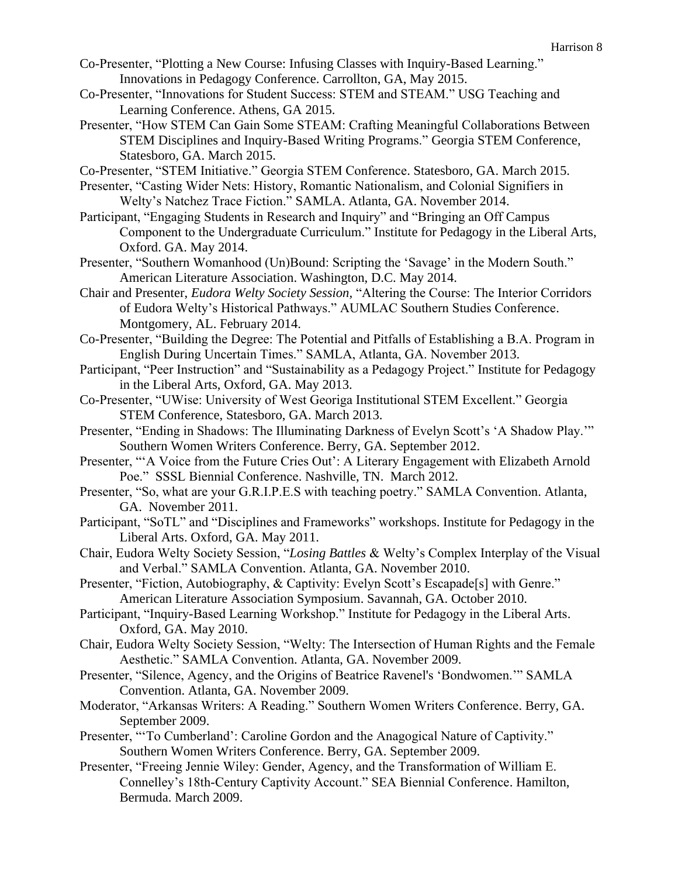Co-Presenter, "Plotting a New Course: Infusing Classes with Inquiry-Based Learning." Innovations in Pedagogy Conference. Carrollton, GA, May 2015.

Co-Presenter, "Innovations for Student Success: STEM and STEAM." USG Teaching and Learning Conference. Athens, GA 2015.

Presenter, "How STEM Can Gain Some STEAM: Crafting Meaningful Collaborations Between STEM Disciplines and Inquiry-Based Writing Programs." Georgia STEM Conference, Statesboro, GA. March 2015.

Co-Presenter, "STEM Initiative." Georgia STEM Conference. Statesboro, GA. March 2015.

Presenter, "Casting Wider Nets: History, Romantic Nationalism, and Colonial Signifiers in Welty's Natchez Trace Fiction." SAMLA. Atlanta, GA. November 2014.

Participant, "Engaging Students in Research and Inquiry" and "Bringing an Off Campus Component to the Undergraduate Curriculum." Institute for Pedagogy in the Liberal Arts, Oxford. GA. May 2014.

Presenter, "Southern Womanhood (Un)Bound: Scripting the 'Savage' in the Modern South." American Literature Association. Washington, D.C. May 2014.

Chair and Presenter, *Eudora Welty Society Session*, "Altering the Course: The Interior Corridors of Eudora Welty's Historical Pathways." AUMLAC Southern Studies Conference. Montgomery, AL. February 2014.

Co-Presenter, "Building the Degree: The Potential and Pitfalls of Establishing a B.A. Program in English During Uncertain Times." SAMLA, Atlanta, GA. November 2013.

Participant, "Peer Instruction" and "Sustainability as a Pedagogy Project." Institute for Pedagogy in the Liberal Arts, Oxford, GA. May 2013.

Co-Presenter, "UWise: University of West Georiga Institutional STEM Excellent." Georgia STEM Conference, Statesboro, GA. March 2013.

Presenter, "Ending in Shadows: The Illuminating Darkness of Evelyn Scott's 'A Shadow Play.'" Southern Women Writers Conference. Berry, GA. September 2012.

Presenter, "'A Voice from the Future Cries Out': A Literary Engagement with Elizabeth Arnold Poe." SSSL Biennial Conference. Nashville, TN. March 2012.

Presenter, "So, what are your G.R.I.P.E.S with teaching poetry." SAMLA Convention. Atlanta, GA. November 2011.

Participant, "SoTL" and "Disciplines and Frameworks" workshops. Institute for Pedagogy in the Liberal Arts. Oxford, GA. May 2011.

Chair, Eudora Welty Society Session, "*Losing Battles* & Welty's Complex Interplay of the Visual and Verbal." SAMLA Convention. Atlanta, GA. November 2010.

Presenter, "Fiction, Autobiography, & Captivity: Evelyn Scott's Escapade[s] with Genre." American Literature Association Symposium. Savannah, GA. October 2010.

Participant, "Inquiry-Based Learning Workshop." Institute for Pedagogy in the Liberal Arts. Oxford, GA. May 2010.

Chair, Eudora Welty Society Session, "Welty: The Intersection of Human Rights and the Female Aesthetic." SAMLA Convention. Atlanta, GA. November 2009.

Presenter, "Silence, Agency, and the Origins of Beatrice Ravenel's 'Bondwomen.'" SAMLA Convention. Atlanta, GA. November 2009.

Moderator, "Arkansas Writers: A Reading." Southern Women Writers Conference. Berry, GA. September 2009.

Presenter, "'To Cumberland': Caroline Gordon and the Anagogical Nature of Captivity." Southern Women Writers Conference. Berry, GA. September 2009.

Presenter, "Freeing Jennie Wiley: Gender, Agency, and the Transformation of William E. Connelley's 18th-Century Captivity Account." SEA Biennial Conference. Hamilton, Bermuda. March 2009.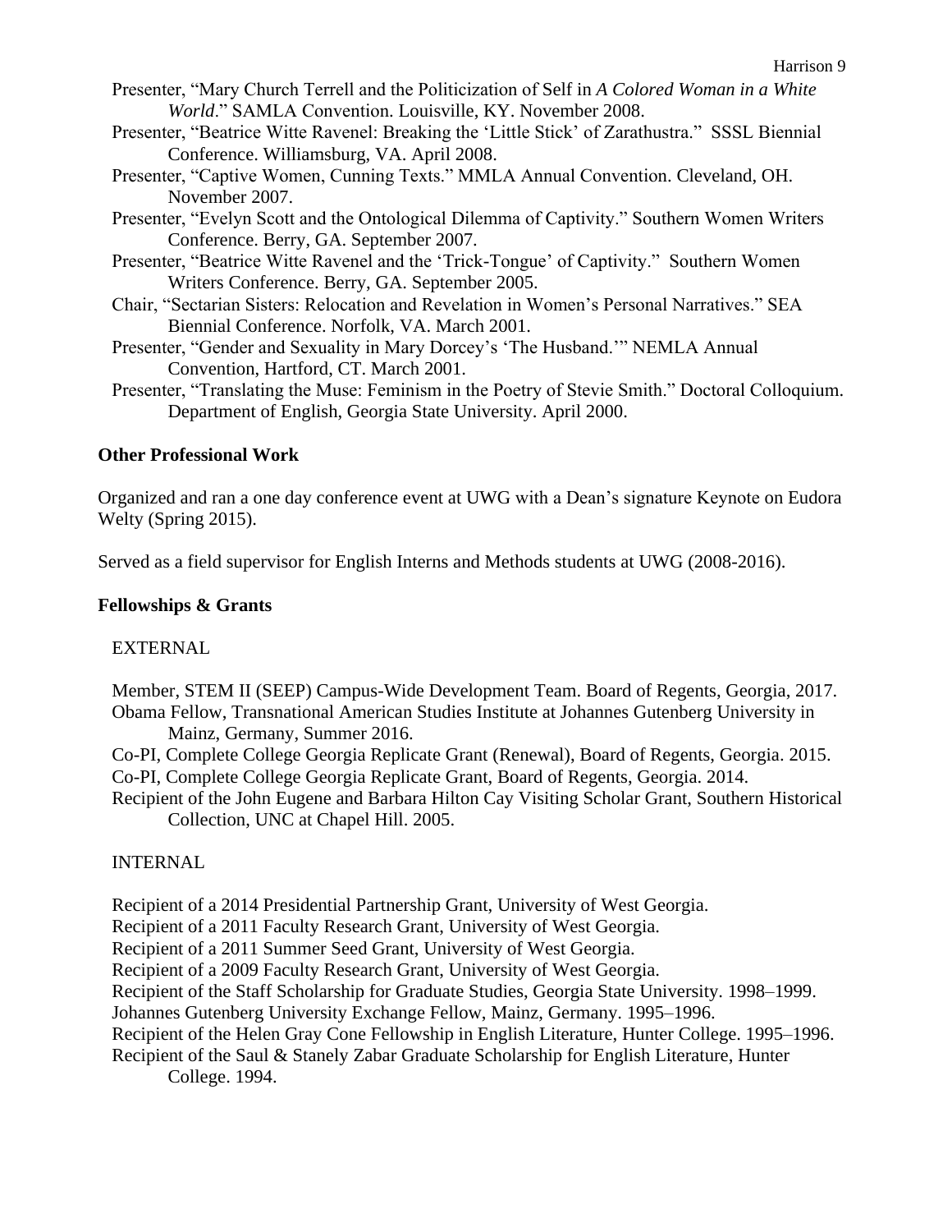Presenter, "Mary Church Terrell and the Politicization of Self in *A Colored Woman in a White World*." SAMLA Convention. Louisville, KY. November 2008.

Presenter, "Beatrice Witte Ravenel: Breaking the 'Little Stick' of Zarathustra." SSSL Biennial Conference. Williamsburg, VA. April 2008.

Presenter, "Captive Women, Cunning Texts." MMLA Annual Convention. Cleveland, OH. November 2007.

Presenter, "Evelyn Scott and the Ontological Dilemma of Captivity." Southern Women Writers Conference. Berry, GA. September 2007.

Presenter, "Beatrice Witte Ravenel and the 'Trick-Tongue' of Captivity." Southern Women Writers Conference. Berry, GA. September 2005.

Chair, "Sectarian Sisters: Relocation and Revelation in Women's Personal Narratives." SEA Biennial Conference. Norfolk, VA. March 2001.

Presenter, "Gender and Sexuality in Mary Dorcey's 'The Husband.'" NEMLA Annual Convention, Hartford, CT. March 2001.

Presenter, "Translating the Muse: Feminism in the Poetry of Stevie Smith." Doctoral Colloquium. Department of English, Georgia State University. April 2000.

**Other Professional Work**

Organized and ran a one day conference event at UWG with a Dean's signature Keynote on Eudora Welty (Spring 2015).

Served as a field supervisor for English Interns and Methods students at UWG (2008-2016).

**Fellowships & Grants**

EXTERNAL

Member, STEM II (SEEP) Campus-Wide Development Team. Board of Regents, Georgia, 2017.

Obama Fellow, Transnational American Studies Institute at Johannes Gutenberg University in Mainz, Germany, Summer 2016.

Co-PI, Complete College Georgia Replicate Grant (Renewal), Board of Regents, Georgia. 2015.

Co-PI, Complete College Georgia Replicate Grant, Board of Regents, Georgia. 2014.

Recipient of the John Eugene and Barbara Hilton Cay Visiting Scholar Grant, Southern Historical Collection, UNC at Chapel Hill. 2005.

INTERNAL

Recipient of a 2014 Presidential Partnership Grant, University of West Georgia.

Recipient of a 2011 Faculty Research Grant, University of West Georgia.

Recipient of a 2011 Summer Seed Grant, University of West Georgia.

Recipient of a 2009 Faculty Research Grant, University of West Georgia.

Recipient of the Staff Scholarship for Graduate Studies, Georgia State University. 1998–1999.

Johannes Gutenberg University Exchange Fellow, Mainz, Germany. 1995–1996.

Recipient of the Helen Gray Cone Fellowship in English Literature, Hunter College. 1995–1996.

Recipient of the Saul & Stanely Zabar Graduate Scholarship for English Literature, Hunter College. 1994.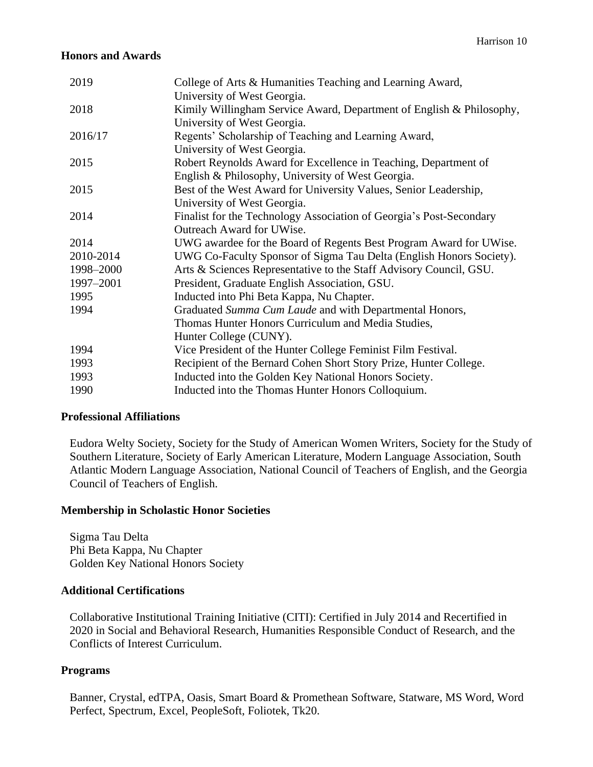## Honors and Awards

| | |
|---|---|
| 2019 | College of Arts & Humanities Teaching and Learning Award, University of West Georgia. |
| 2018 | Kimily Willingham Service Award, Department of English & Philosophy, University of West Georgia. |
| 2016/17 | Regents' Scholarship of Teaching and Learning Award, University of West Georgia. |
| 2015 | Robert Reynolds Award for Excellence in Teaching, Department of English & Philosophy, University of West Georgia. |
| 2015 | Best of the West Award for University Values, Senior Leadership, University of West Georgia. |
| 2014 | Finalist for the Technology Association of Georgia's Post-Secondary Outreach Award for UWise. |
| 2014 | UWG awardee for the Board of Regents Best Program Award for UWise. |
| 2010-2014 | UWG Co-Faculty Sponsor of Sigma Tau Delta (English Honors Society). |
| 1998–2000 | Arts & Sciences Representative to the Staff Advisory Council, GSU. |
| 1997–2001 | President, Graduate English Association, GSU. |
| 1995 | Inducted into Phi Beta Kappa, Nu Chapter. |
| 1994 | Graduated *Summa Cum Laude* and with Departmental Honors, Thomas Hunter Honors Curriculum and Media Studies, Hunter College (CUNY). |
| 1994 | Vice President of the Hunter College Feminist Film Festival. |
| 1993 | Recipient of the Bernard Cohen Short Story Prize, Hunter College. |
| 1993 | Inducted into the Golden Key National Honors Society. |
| 1990 | Inducted into the Thomas Hunter Honors Colloquium. |

## Professional Affiliations

Eudora Welty Society, Society for the Study of American Women Writers, Society for the Study of Southern Literature, Society of Early American Literature, Modern Language Association, South Atlantic Modern Language Association, National Council of Teachers of English, and the Georgia Council of Teachers of English.

## Membership in Scholastic Honor Societies

Sigma Tau Delta
Phi Beta Kappa, Nu Chapter
Golden Key National Honors Society

## Additional Certifications

Collaborative Institutional Training Initiative (CITI): Certified in July 2014 and Recertified in 2020 in Social and Behavioral Research, Humanities Responsible Conduct of Research, and the Conflicts of Interest Curriculum.

## Programs

Banner, Crystal, edTPA, Oasis, Smart Board & Promethean Software, Statware, MS Word, Word Perfect, Spectrum, Excel, PeopleSoft, Foliotek, Tk20.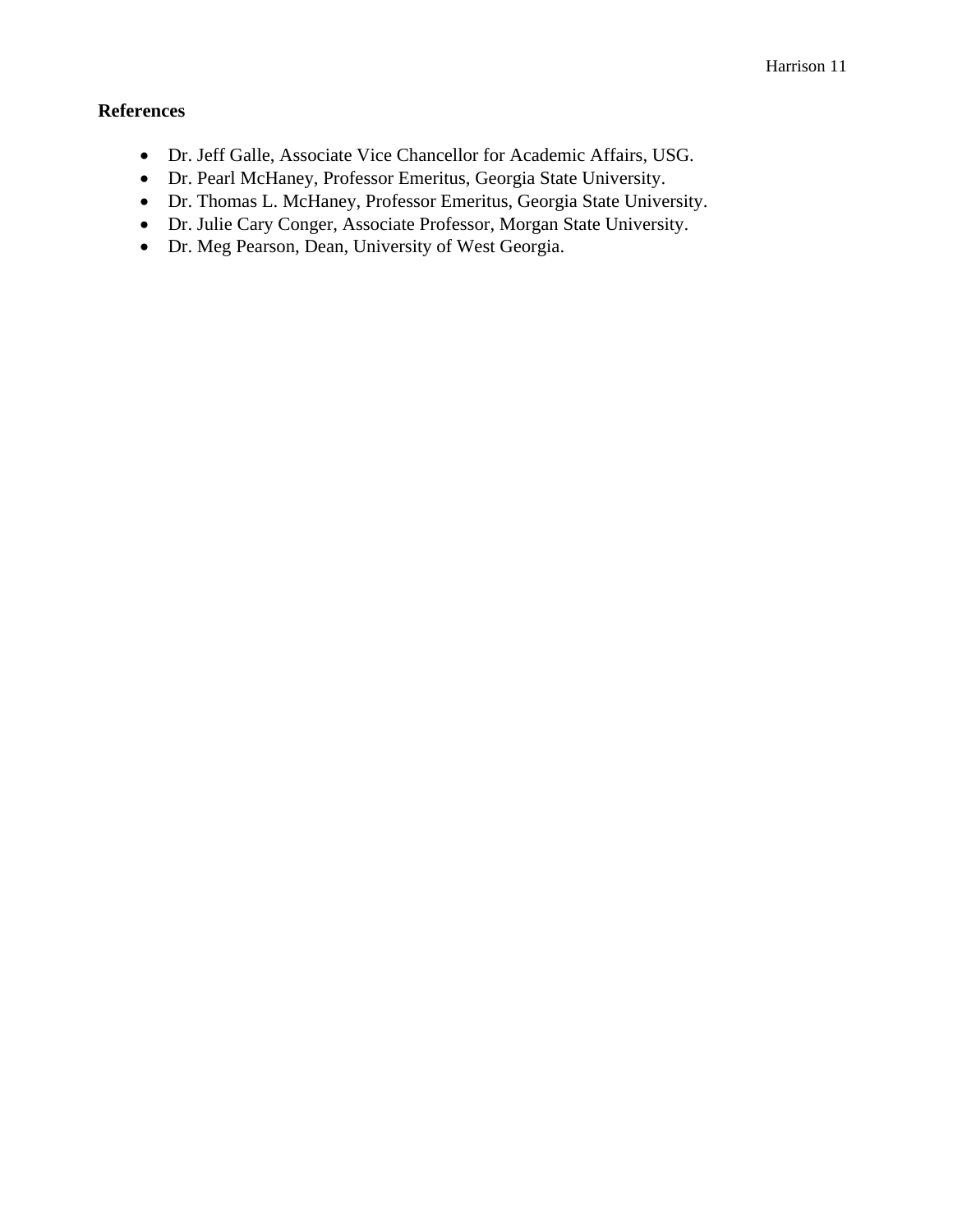**References**

- Dr. Jeff Galle, Associate Vice Chancellor for Academic Affairs, USG.
- Dr. Pearl McHaney, Professor Emeritus, Georgia State University.
- Dr. Thomas L. McHaney, Professor Emeritus, Georgia State University.
- Dr. Julie Cary Conger, Associate Professor, Morgan State University.
- Dr. Meg Pearson, Dean, University of West Georgia.